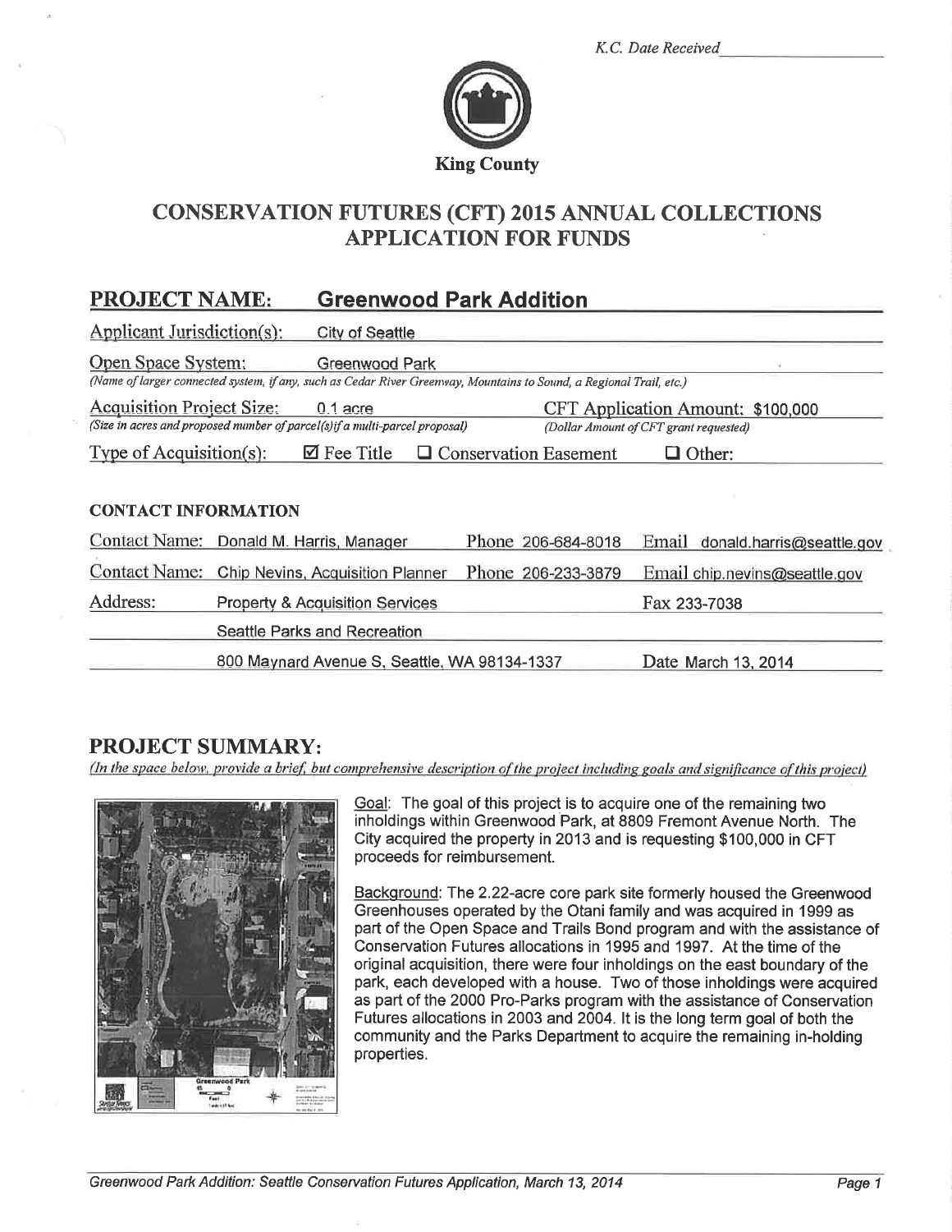*K.C. Date Received*

King County

# CONSERVATION FUTURES (CFT) 2015 ANNUAL COLLECTIONS APPLICATION FOR FUNDS

## PROJECT NAME: Greenwood Park Addition

Applicant Jurisdiction(s): City of Seattle

Open Space System: Greenwood Park
*(Name of larger connected system, if any, such as Cedar River Greenway, Mountains to Sound, a Regional Trail, etc.)*

Acquisition Project Size: 0.1 acre
*(Size in acres and proposed number of parcel(s) if a multi-parcel proposal)*

CFT Application Amount: $100,000
*(Dollar Amount of CFT grant requested)*

Type of Acquisition(s): ☑ Fee Title ☐ Conservation Easement ☐ Other:

### CONTACT INFORMATION

Contact Name: Donald M. Harris, Manager Phone 206-684-8018 Email donald.harris@seattle.gov

Contact Name: Chip Nevins, Acquisition Planner Phone 206-233-3879 Email chip.nevins@seattle.gov

Address: Property & Acquisition Services Fax 233-7038
Seattle Parks and Recreation
800 Maynard Avenue S, Seattle, WA 98134-1337 Date March 13, 2014

## PROJECT SUMMARY:

*(In the space below, provide a brief, but comprehensive description of the project including goals and significance of this project)*

Goal: The goal of this project is to acquire one of the remaining two inholdings within Greenwood Park, at 8809 Fremont Avenue North. The City acquired the property in 2013 and is requesting $100,000 in CFT proceeds for reimbursement.

Background: The 2.22-acre core park site formerly housed the Greenwood Greenhouses operated by the Otani family and was acquired in 1999 as part of the Open Space and Trails Bond program and with the assistance of Conservation Futures allocations in 1995 and 1997. At the time of the original acquisition, there were four inholdings on the east boundary of the park, each developed with a house. Two of those inholdings were acquired as part of the 2000 Pro-Parks program with the assistance of Conservation Futures allocations in 2003 and 2004. It is the long term goal of both the community and the Parks Department to acquire the remaining in-holding properties.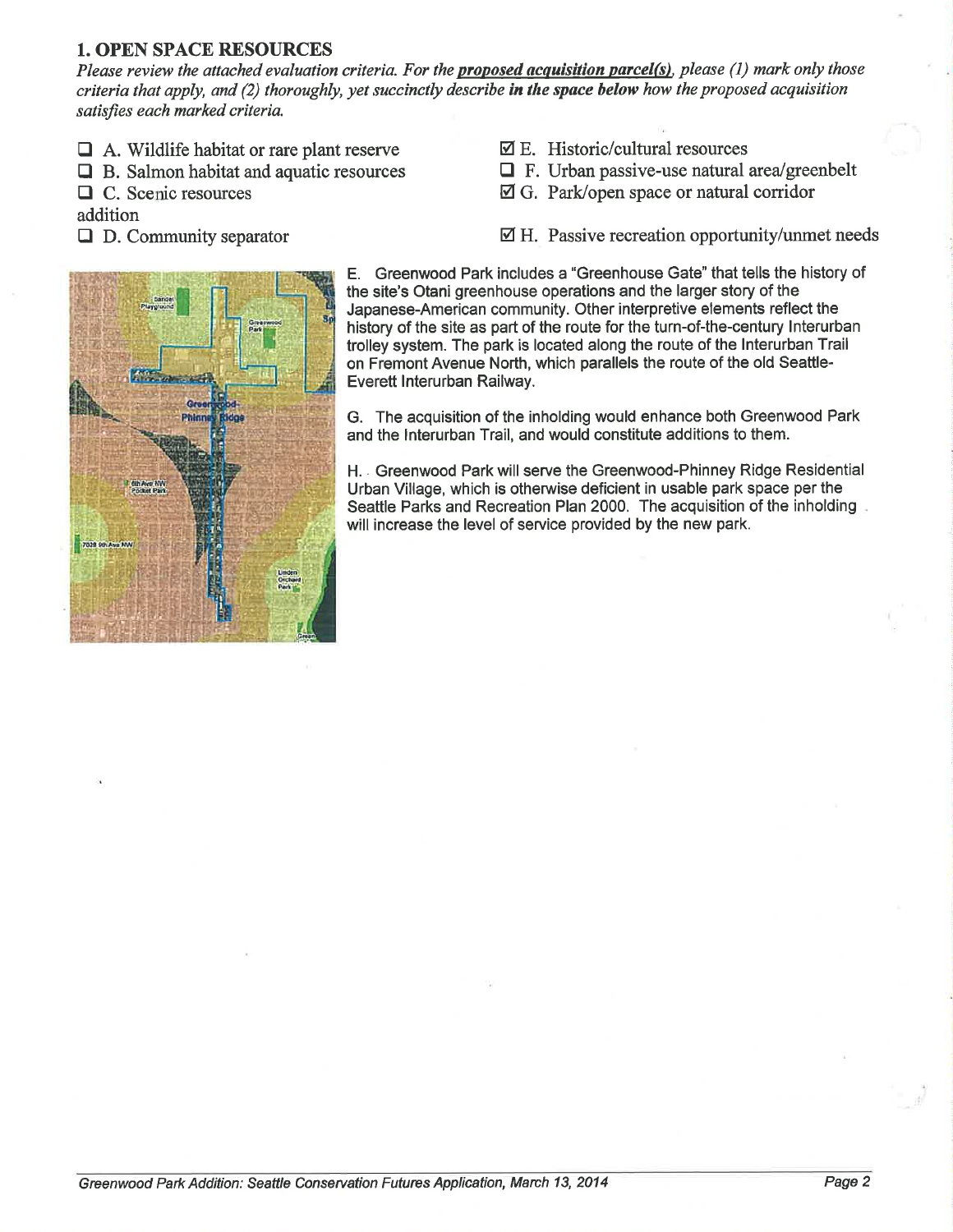## 1. OPEN SPACE RESOURCES

*Please review the attached evaluation criteria. For the* ***proposed acquisition parcel(s)****, please (1) mark only those criteria that apply, and (2) thoroughly, yet succinctly describe* ***in the space below*** *how the proposed acquisition satisfies each marked criteria.*

- ☐ A. Wildlife habitat or rare plant reserve
- ☐ B. Salmon habitat and aquatic resources
- ☐ C. Scenic resources
- ☐ D. Community separator
- ☑ E. Historic/cultural resources
- ☐ F. Urban passive-use natural area/greenbelt
- ☑ G. Park/open space or natural corridor addition
- ☑ H. Passive recreation opportunity/unmet needs

E. Greenwood Park includes a "Greenhouse Gate" that tells the history of the site's Otani greenhouse operations and the larger story of the Japanese-American community. Other interpretive elements reflect the history of the site as part of the route for the turn-of-the-century Interurban trolley system. The park is located along the route of the Interurban Trail on Fremont Avenue North, which parallels the route of the old Seattle-Everett Interurban Railway.

G. The acquisition of the inholding would enhance both Greenwood Park and the Interurban Trail, and would constitute additions to them.

H. Greenwood Park will serve the Greenwood-Phinney Ridge Residential Urban Village, which is otherwise deficient in usable park space per the Seattle Parks and Recreation Plan 2000. The acquisition of the inholding will increase the level of service provided by the new park.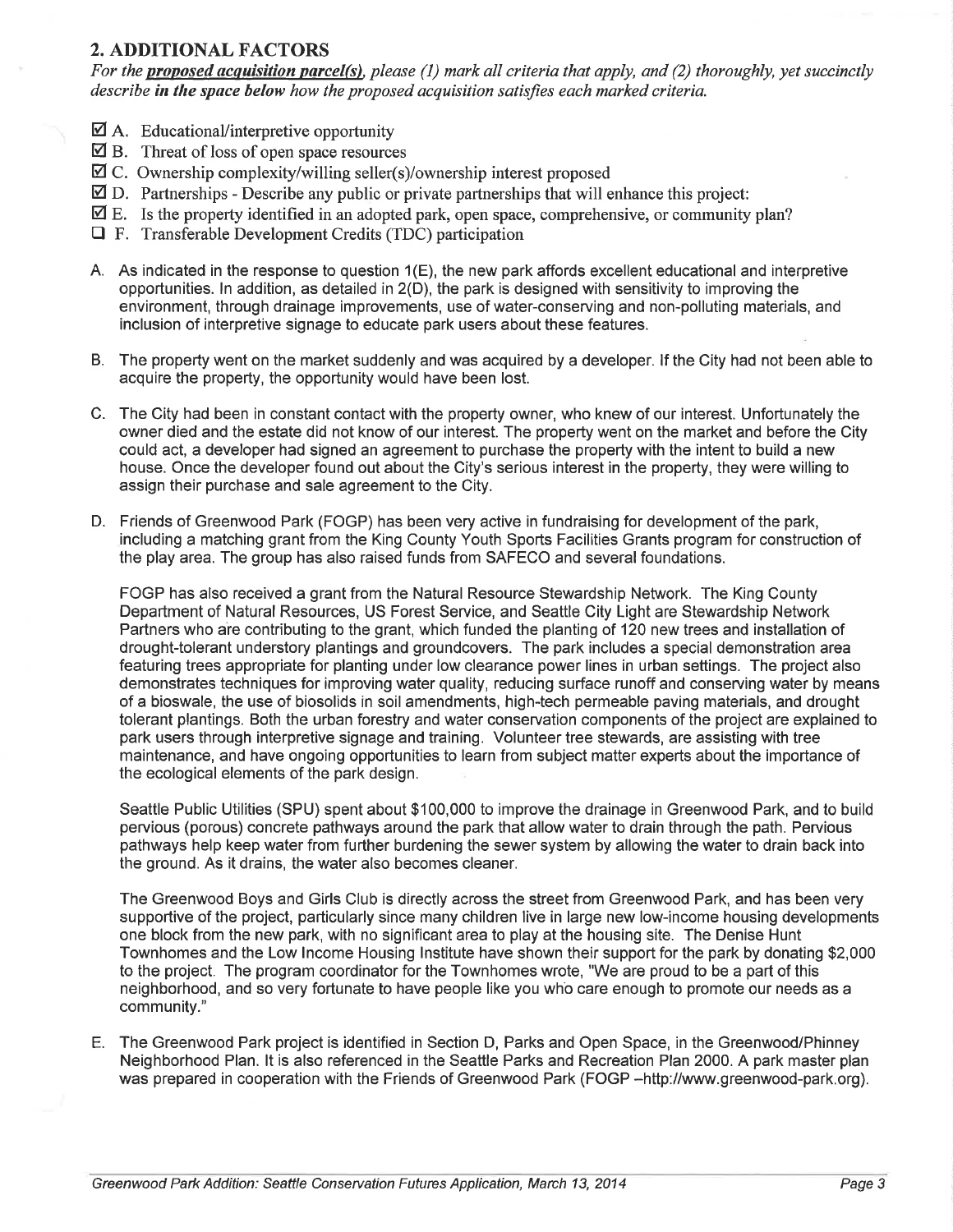## 2. ADDITIONAL FACTORS

*For the* ***proposed acquisition parcel(s)****, please (1) mark all criteria that apply, and (2) thoroughly, yet succinctly describe* ***in the space below*** *how the proposed acquisition satisfies each marked criteria.*

- ☑ A. Educational/interpretive opportunity
- ☑ B. Threat of loss of open space resources
- ☑ C. Ownership complexity/willing seller(s)/ownership interest proposed
- ☑ D. Partnerships - Describe any public or private partnerships that will enhance this project:
- ☑ E. Is the property identified in an adopted park, open space, comprehensive, or community plan?
- ☐ F. Transferable Development Credits (TDC) participation

A. As indicated in the response to question 1(E), the new park affords excellent educational and interpretive opportunities. In addition, as detailed in 2(D), the park is designed with sensitivity to improving the environment, through drainage improvements, use of water-conserving and non-polluting materials, and inclusion of interpretive signage to educate park users about these features.

B. The property went on the market suddenly and was acquired by a developer. If the City had not been able to acquire the property, the opportunity would have been lost.

C. The City had been in constant contact with the property owner, who knew of our interest. Unfortunately the owner died and the estate did not know of our interest. The property went on the market and before the City could act, a developer had signed an agreement to purchase the property with the intent to build a new house. Once the developer found out about the City's serious interest in the property, they were willing to assign their purchase and sale agreement to the City.

D. Friends of Greenwood Park (FOGP) has been very active in fundraising for development of the park, including a matching grant from the King County Youth Sports Facilities Grants program for construction of the play area. The group has also raised funds from SAFECO and several foundations.

FOGP has also received a grant from the Natural Resource Stewardship Network. The King County Department of Natural Resources, US Forest Service, and Seattle City Light are Stewardship Network Partners who are contributing to the grant, which funded the planting of 120 new trees and installation of drought-tolerant understory plantings and groundcovers. The park includes a special demonstration area featuring trees appropriate for planting under low clearance power lines in urban settings. The project also demonstrates techniques for improving water quality, reducing surface runoff and conserving water by means of a bioswale, the use of biosolids in soil amendments, high-tech permeable paving materials, and drought tolerant plantings. Both the urban forestry and water conservation components of the project are explained to park users through interpretive signage and training. Volunteer tree stewards, are assisting with tree maintenance, and have ongoing opportunities to learn from subject matter experts about the importance of the ecological elements of the park design.

Seattle Public Utilities (SPU) spent about $100,000 to improve the drainage in Greenwood Park, and to build pervious (porous) concrete pathways around the park that allow water to drain through the path. Pervious pathways help keep water from further burdening the sewer system by allowing the water to drain back into the ground. As it drains, the water also becomes cleaner.

The Greenwood Boys and Girls Club is directly across the street from Greenwood Park, and has been very supportive of the project, particularly since many children live in large new low-income housing developments one block from the new park, with no significant area to play at the housing site. The Denise Hunt Townhomes and the Low Income Housing Institute have shown their support for the park by donating $2,000 to the project. The program coordinator for the Townhomes wrote, "We are proud to be a part of this neighborhood, and so very fortunate to have people like you who care enough to promote our needs as a community."

E. The Greenwood Park project is identified in Section D, Parks and Open Space, in the Greenwood/Phinney Neighborhood Plan. It is also referenced in the Seattle Parks and Recreation Plan 2000. A park master plan was prepared in cooperation with the Friends of Greenwood Park (FOGP –http://www.greenwood-park.org).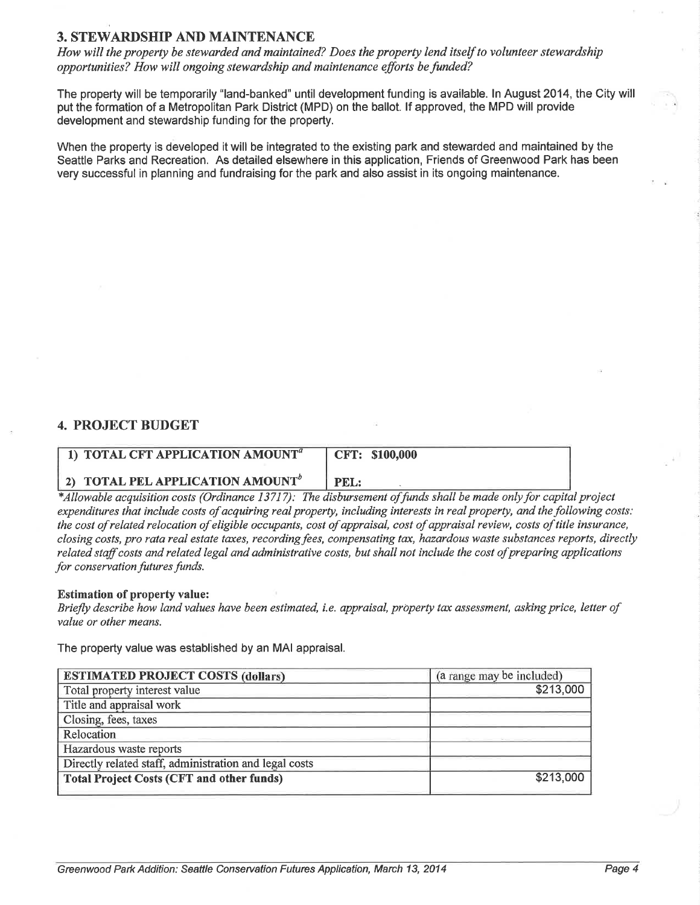## 3. STEWARDSHIP AND MAINTENANCE

*How will the property be stewarded and maintained? Does the property lend itself to volunteer stewardship opportunities? How will ongoing stewardship and maintenance efforts be funded?*

The property will be temporarily "land-banked" until development funding is available. In August 2014, the City will put the formation of a Metropolitan Park District (MPD) on the ballot. If approved, the MPD will provide development and stewardship funding for the property.

When the property is developed it will be integrated to the existing park and stewarded and maintained by the Seattle Parks and Recreation. As detailed elsewhere in this application, Friends of Greenwood Park has been very successful in planning and fundraising for the park and also assist in its ongoing maintenance.

## 4. PROJECT BUDGET

| 1) TOTAL CFT APPLICATION AMOUNT[a] | CFT: $100,000 |
|---|---|
| 2) TOTAL PEL APPLICATION AMOUNT[b] | PEL: |

*\*Allowable acquisition costs (Ordinance 13717): The disbursement of funds shall be made only for capital project expenditures that include costs of acquiring real property, including interests in real property, and the following costs: the cost of related relocation of eligible occupants, cost of appraisal, cost of appraisal review, costs of title insurance, closing costs, pro rata real estate taxes, recording fees, compensating tax, hazardous waste substances reports, directly related staff costs and related legal and administrative costs, but shall not include the cost of preparing applications for conservation futures funds.*

**Estimation of property value:**

*Briefly describe how land values have been estimated, i.e. appraisal, property tax assessment, asking price, letter of value or other means.*

The property value was established by an MAI appraisal.

| ESTIMATED PROJECT COSTS (dollars) | (a range may be included) |
|---|---|
| Total property interest value | $213,000 |
| Title and appraisal work | |
| Closing, fees, taxes | |
| Relocation | |
| Hazardous waste reports | |
| Directly related staff, administration and legal costs | |
| **Total Project Costs (CFT and other funds)** | $213,000 |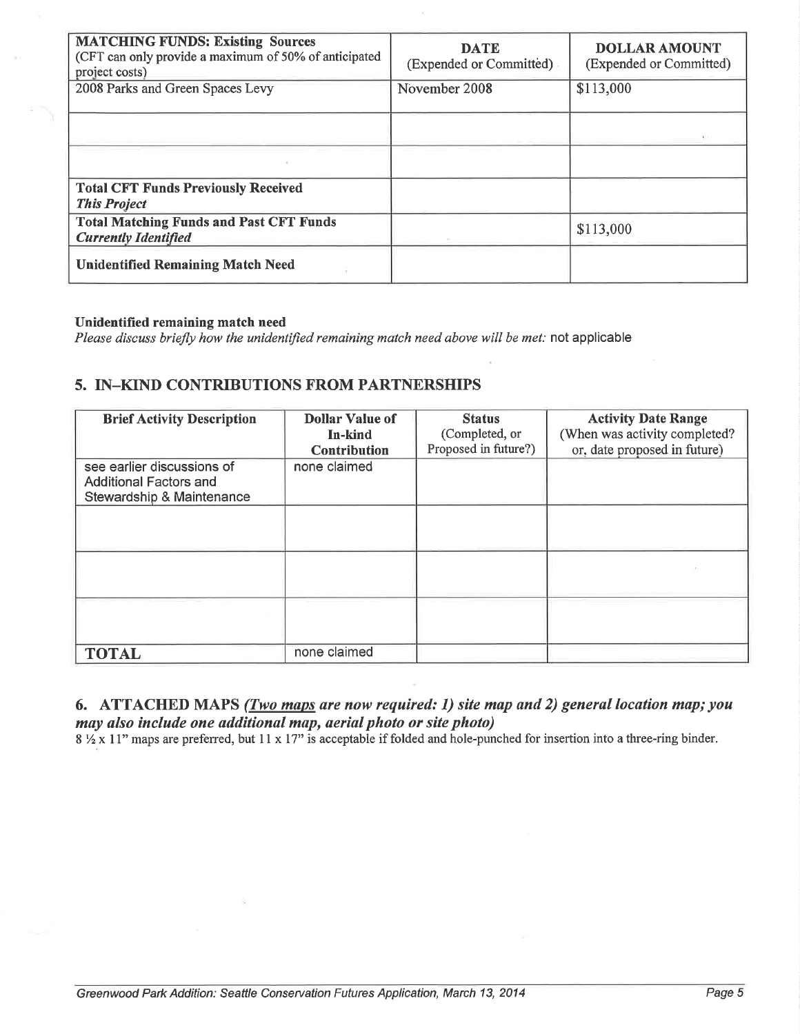| **MATCHING FUNDS: Existing Sources** (CFT can only provide a maximum of 50% of anticipated project costs) | **DATE** (Expended or Committed) | **DOLLAR AMOUNT** (Expended or Committed) |
|---|---|---|
| 2008 Parks and Green Spaces Levy | November 2008 | $113,000 |
| | | |
| | | |
| **Total CFT Funds Previously Received** ***This Project*** | | |
| **Total Matching Funds and Past CFT Funds** ***Currently Identified*** | | $113,000 |
| **Unidentified Remaining Match Need** | | |

**Unidentified remaining match need**

*Please discuss briefly how the unidentified remaining match need above will be met:* not applicable

## 5. IN–KIND CONTRIBUTIONS FROM PARTNERSHIPS

| Brief Activity Description | Dollar Value of In-kind Contribution | Status (Completed, or Proposed in future?) | Activity Date Range (When was activity completed? or, date proposed in future) |
|---|---|---|---|
| see earlier discussions of Additional Factors and Stewardship & Maintenance | none claimed | | |
| | | | |
| | | | |
| | | | |
| **TOTAL** | none claimed | | |

## 6. ATTACHED MAPS *(Two maps are now required: 1) site map and 2) general location map; you may also include one additional map, aerial photo or site photo)*

8 ½ x 11" maps are preferred, but 11 x 17" is acceptable if folded and hole-punched for insertion into a three-ring binder.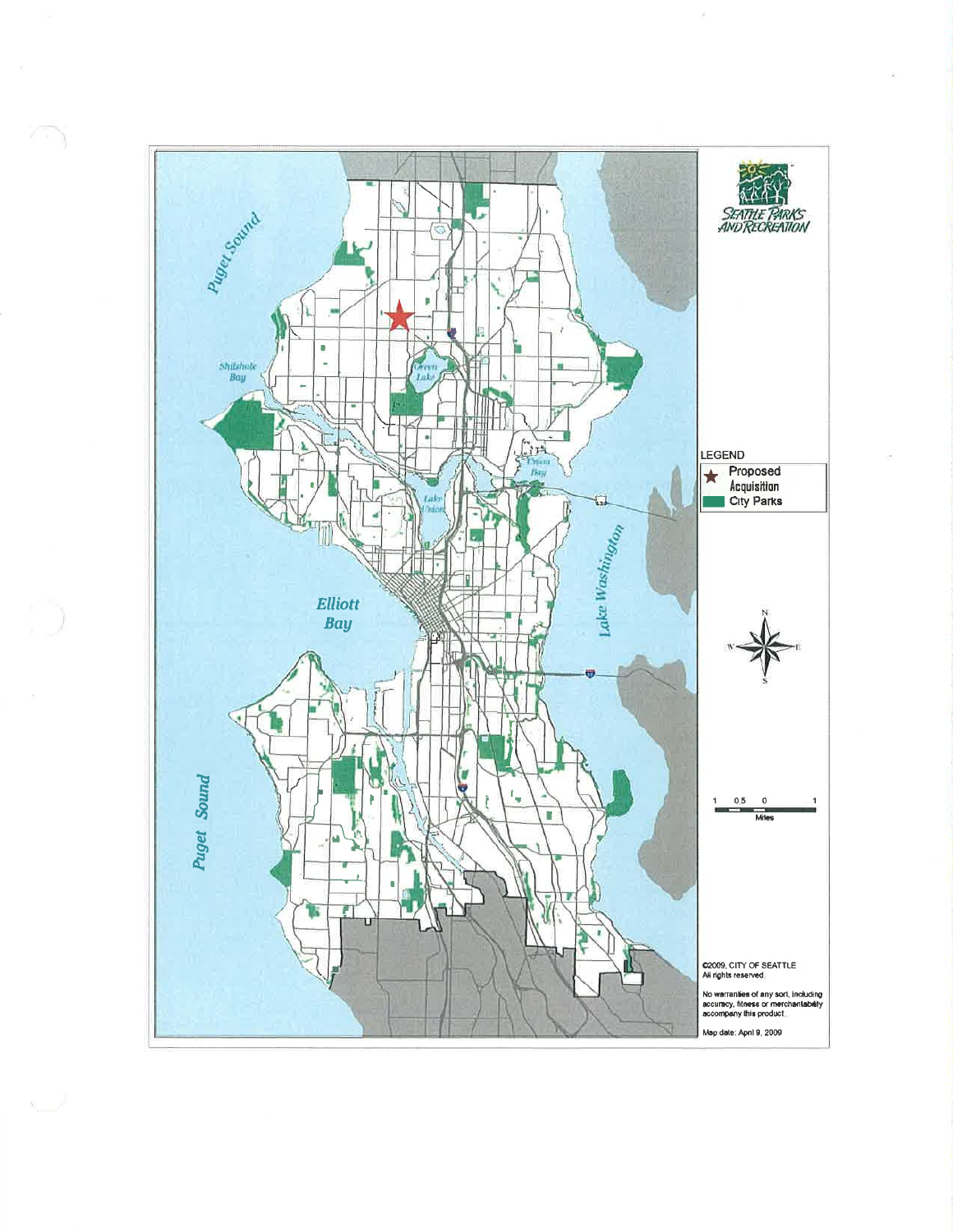Puget Sound

Shilshole Bay

Green Lake

Union Bay

Lake Union

Lake Washington

Elliott Bay

Puget Sound

SEATTLE PARKS AND RECREATION

LEGEND

★ Proposed Acquisition

City Parks

1 0.5 0 1

Miles

©2009, CITY OF SEATTLE
All rights reserved.

No warranties of any sort, including accuracy, fitness or merchantability accompany this product.

Map date: April 9, 2009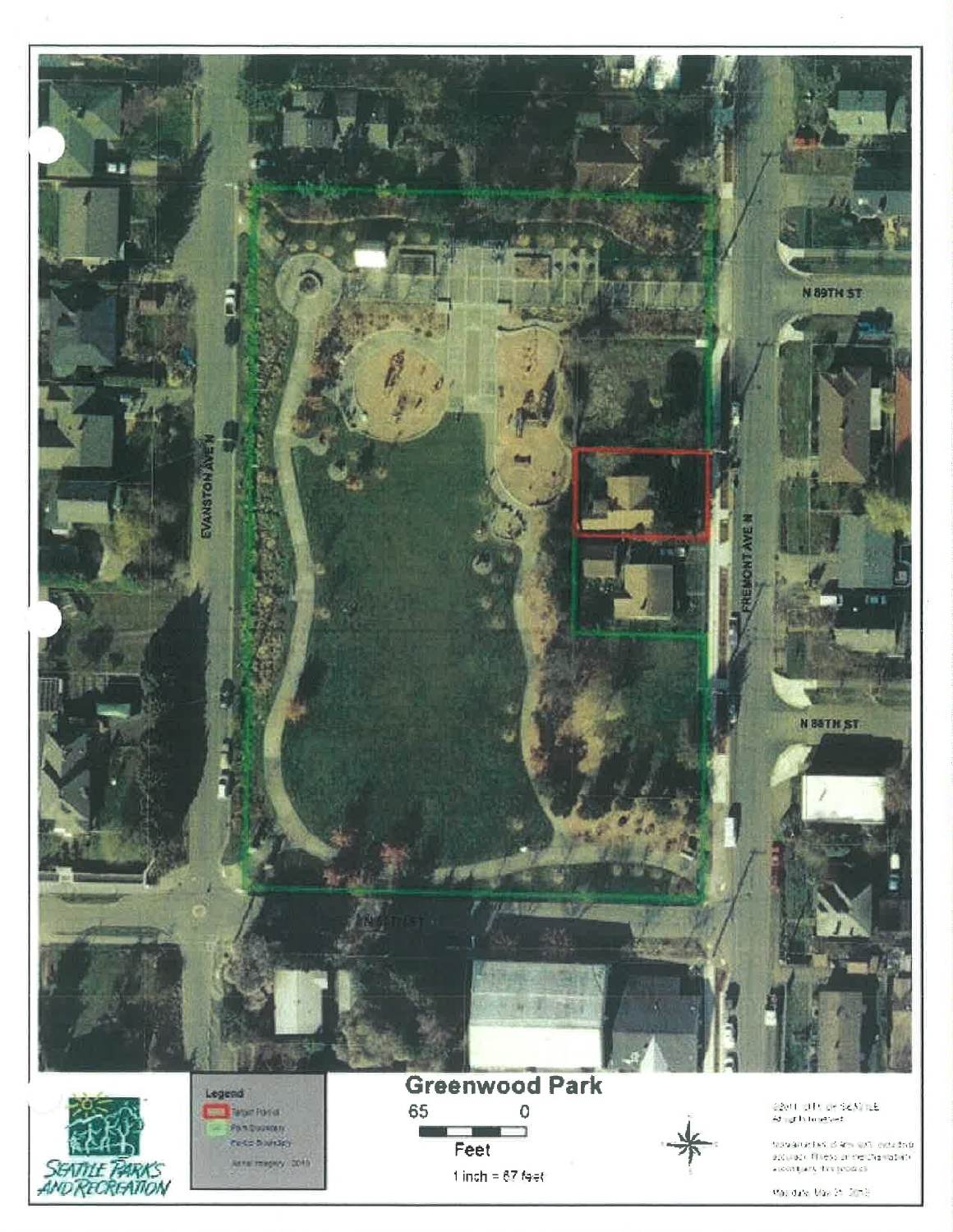EVANSTON AVE N

N 89TH ST

FREMONT AVE N

N 88TH ST

N 87TH ST

Seattle Parks and Recreation

Legend

Target Parcel

Park Boundary

Parcel Boundary

Aerial imagery: 2015

# Greenwood Park

65 0

Feet

1 inch = 67 feet

©2015 CITY OF SEATTLE
All rights reserved.

No warranties of any sort, including accuracy, fitness or merchantability accompany this product.

Map date: May 21, 2015